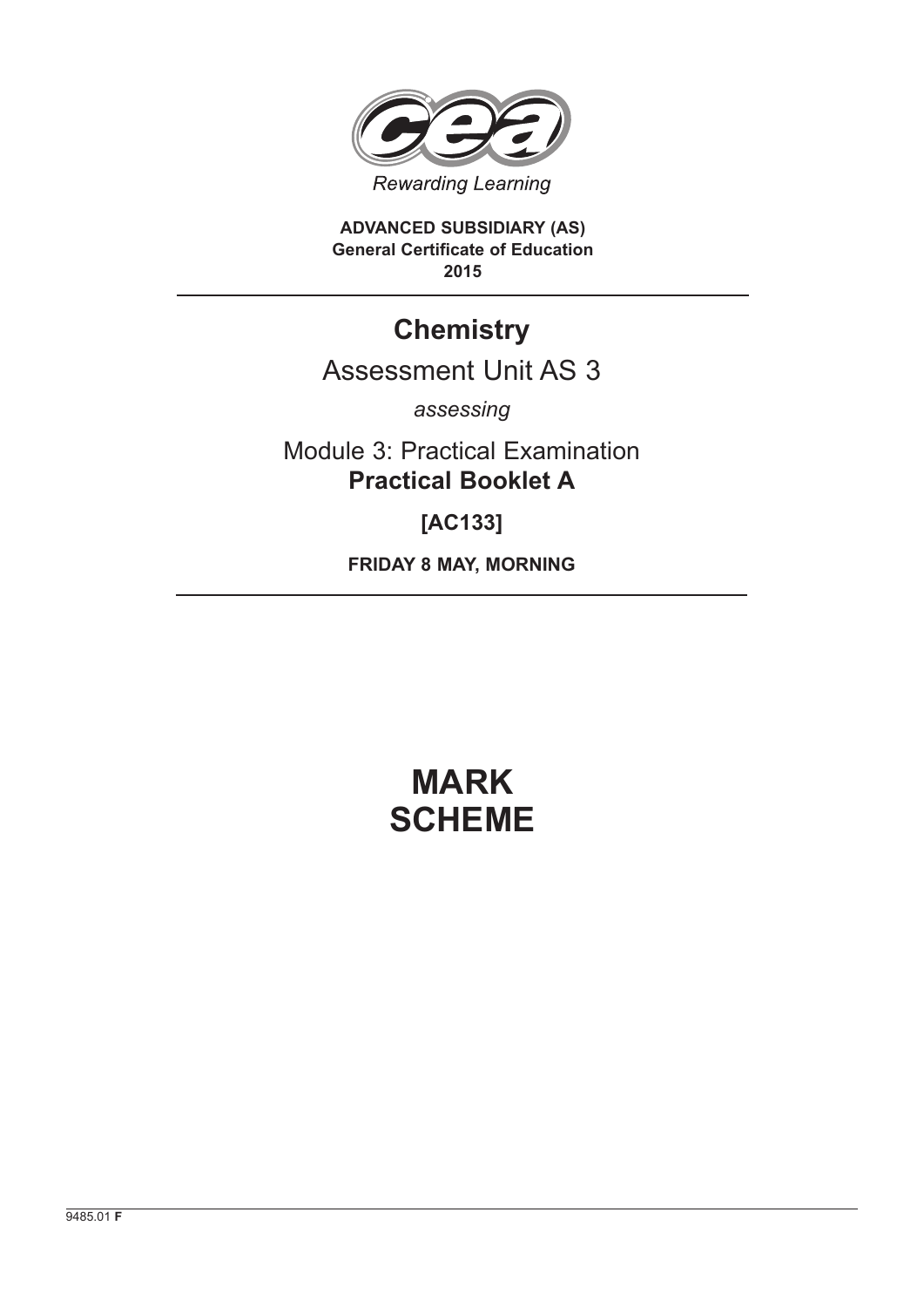Rewarding Learning

**ADVANCED SUBSIDIARY (AS)**
**General Certificate of Education**
**2015**

# Chemistry

## Assessment Unit AS 3

*assessing*

Module 3: Practical Examination
**Practical Booklet A**

**[AC133]**

**FRIDAY 8 MAY, MORNING**

# MARK SCHEME

9485.01 **F**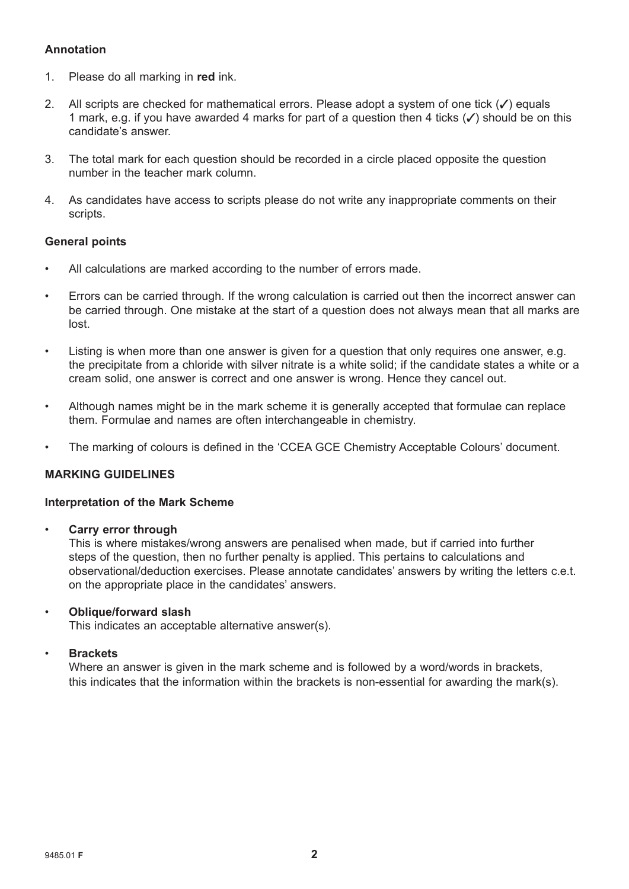**Annotation**

1. Please do all marking in **red** ink.

2. All scripts are checked for mathematical errors. Please adopt a system of one tick (✓) equals 1 mark, e.g. if you have awarded 4 marks for part of a question then 4 ticks (✓) should be on this candidate's answer.

3. The total mark for each question should be recorded in a circle placed opposite the question number in the teacher mark column.

4. As candidates have access to scripts please do not write any inappropriate comments on their scripts.

**General points**

- All calculations are marked according to the number of errors made.

- Errors can be carried through. If the wrong calculation is carried out then the incorrect answer can be carried through. One mistake at the start of a question does not always mean that all marks are lost.

- Listing is when more than one answer is given for a question that only requires one answer, e.g. the precipitate from a chloride with silver nitrate is a white solid; if the candidate states a white or a cream solid, one answer is correct and one answer is wrong. Hence they cancel out.

- Although names might be in the mark scheme it is generally accepted that formulae can replace them. Formulae and names are often interchangeable in chemistry.

- The marking of colours is defined in the 'CCEA GCE Chemistry Acceptable Colours' document.

**MARKING GUIDELINES**

**Interpretation of the Mark Scheme**

- **Carry error through**
  This is where mistakes/wrong answers are penalised when made, but if carried into further steps of the question, then no further penalty is applied. This pertains to calculations and observational/deduction exercises. Please annotate candidates' answers by writing the letters c.e.t. on the appropriate place in the candidates' answers.

- **Oblique/forward slash**
  This indicates an acceptable alternative answer(s).

- **Brackets**
  Where an answer is given in the mark scheme and is followed by a word/words in brackets, this indicates that the information within the brackets is non-essential for awarding the mark(s).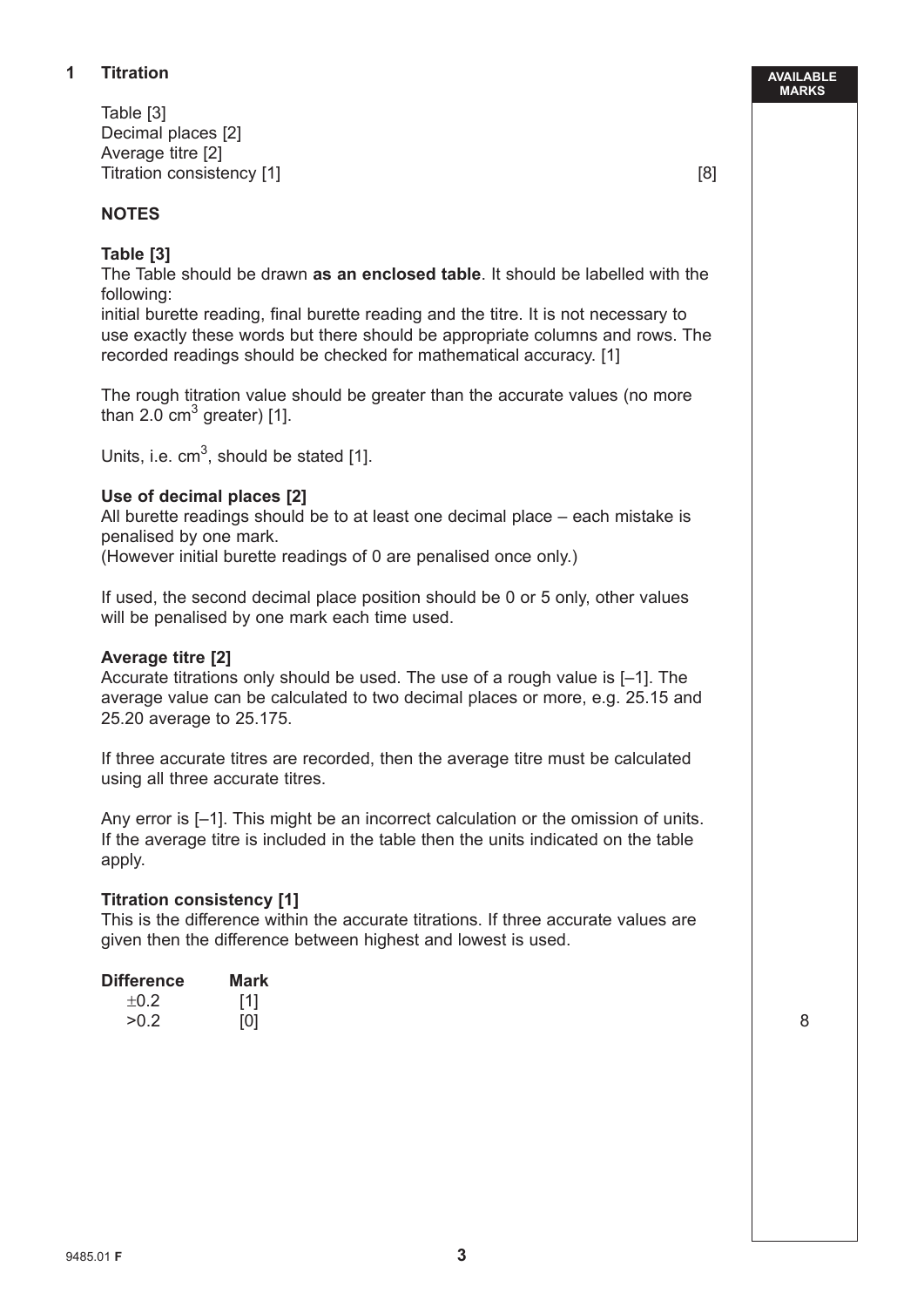**1 Titration**

Table [3]
Decimal places [2]
Average titre [2]
Titration consistency [1] [8]

**NOTES**

**Table [3]**

The Table should be drawn **as an enclosed table**. It should be labelled with the following:
initial burette reading, final burette reading and the titre. It is not necessary to use exactly these words but there should be appropriate columns and rows. The recorded readings should be checked for mathematical accuracy. [1]

The rough titration value should be greater than the accurate values (no more than 2.0 $cm^3$ greater) [1].

Units, i.e. $cm^3$, should be stated [1].

**Use of decimal places [2]**

All burette readings should be to at least one decimal place – each mistake is penalised by one mark.
(However initial burette readings of 0 are penalised once only.)

If used, the second decimal place position should be 0 or 5 only, other values will be penalised by one mark each time used.

**Average titre [2]**

Accurate titrations only should be used. The use of a rough value is [–1]. The average value can be calculated to two decimal places or more, e.g. 25.15 and 25.20 average to 25.175.

If three accurate titres are recorded, then the average titre must be calculated using all three accurate titres.

Any error is [–1]. This might be an incorrect calculation or the omission of units. If the average titre is included in the table then the units indicated on the table apply.

**Titration consistency [1]**

This is the difference within the accurate titrations. If three accurate values are given then the difference between highest and lowest is used.

| Difference | Mark |
|---|---|
| $\pm 0.2$ | [1] |
| $>0.2$ | [0] |

AVAILABLE MARKS: 8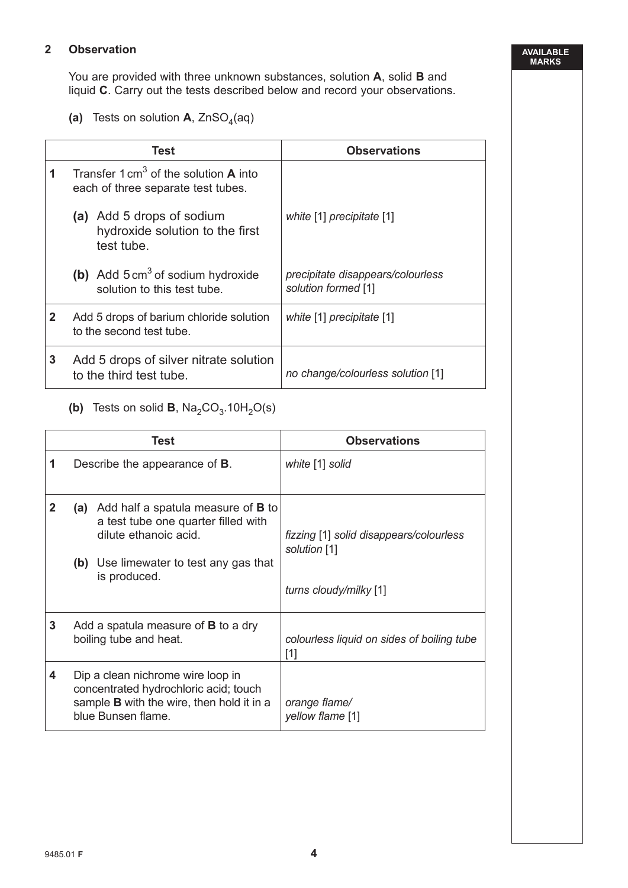## 2 Observation

You are provided with three unknown substances, solution **A**, solid **B** and liquid **C**. Carry out the tests described below and record your observations.

**(a)** Tests on solution **A**, $ZnSO_4(aq)$

| Test | Observations |
|---|---|
| **1** Transfer 1 $cm^3$ of the solution **A** into each of three separate test tubes. | |
| **(a)** Add 5 drops of sodium hydroxide solution to the first test tube. | *white* [1] *precipitate* [1] |
| **(b)** Add 5 $cm^3$ of sodium hydroxide solution to this test tube. | *precipitate disappears/colourless solution formed* [1] |
| **2** Add 5 drops of barium chloride solution to the second test tube. | *white* [1] *precipitate* [1] |
| **3** Add 5 drops of silver nitrate solution to the third test tube. | *no change/colourless solution* [1] |

**(b)** Tests on solid **B**, $Na_2CO_3.10H_2O(s)$

| Test | Observations |
|---|---|
| **1** Describe the appearance of **B**. | *white* [1] *solid* |
| **2** **(a)** Add half a spatula measure of **B** to a test tube one quarter filled with dilute ethanoic acid. | *fizzing* [1] *solid disappears/colourless solution* [1] |
| **(b)** Use limewater to test any gas that is produced. | *turns cloudy/milky* [1] |
| **3** Add a spatula measure of **B** to a dry boiling tube and heat. | *colourless liquid on sides of boiling tube* [1] |
| **4** Dip a clean nichrome wire loop in concentrated hydrochloric acid; touch sample **B** with the wire, then hold it in a blue Bunsen flame. | *orange flame/ yellow flame* [1] |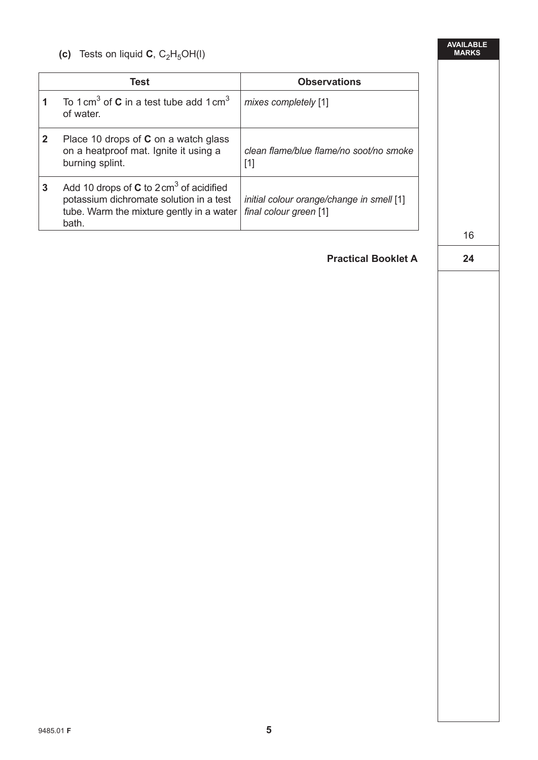**(c)** Tests on liquid **C**, $C_2H_5OH(l)$

| | Test | Observations |
|---|---|---|
| **1** | To 1 $cm^3$ of **C** in a test tube add 1 $cm^3$ of water. | *mixes completely* [1] |
| **2** | Place 10 drops of **C** on a watch glass on a heatproof mat. Ignite it using a burning splint. | *clean flame/blue flame/no soot/no smoke* [1] |
| **3** | Add 10 drops of **C** to 2 $cm^3$ of acidified potassium dichromate solution in a test tube. Warm the mixture gently in a water bath. | *initial colour orange/change in smell* [1] *final colour green* [1] |

AVAILABLE MARKS

16

**Practical Booklet A** **24**